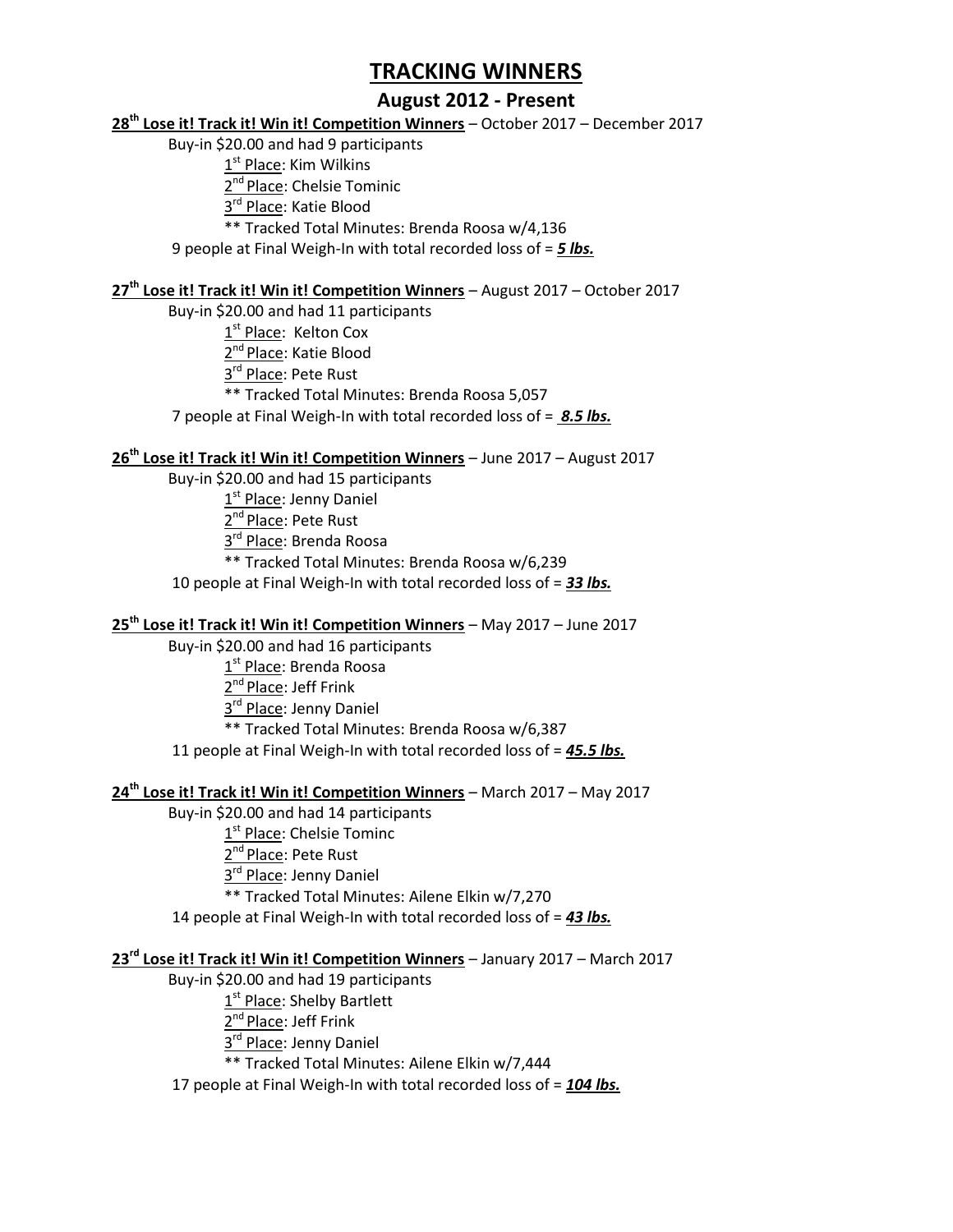# TRACKING WINNERS

## August 2012 - Present

**28th Lose it! Track it! Win it! Competition Winners** – October 2017 – December 2017

Buy-in $20.00 and had 9 participants

1st Place: Kim Wilkins

2nd Place: Chelsie Tominic

3rd Place: Katie Blood

** Tracked Total Minutes: Brenda Roosa w/4,136

9 people at Final Weigh-In with total recorded loss of = ***5 lbs.***

**27th Lose it! Track it! Win it! Competition Winners** – August 2017 – October 2017

Buy-in $20.00 and had 11 participants

1st Place: Kelton Cox

2nd Place: Katie Blood

3rd Place: Pete Rust

** Tracked Total Minutes: Brenda Roosa 5,057

7 people at Final Weigh-In with total recorded loss of = ***8.5 lbs.***

**26th Lose it! Track it! Win it! Competition Winners** – June 2017 – August 2017

Buy-in $20.00 and had 15 participants

1st Place: Jenny Daniel

2nd Place: Pete Rust

3rd Place: Brenda Roosa

** Tracked Total Minutes: Brenda Roosa w/6,239

10 people at Final Weigh-In with total recorded loss of = ***33 lbs.***

**25th Lose it! Track it! Win it! Competition Winners** – May 2017 – June 2017

Buy-in $20.00 and had 16 participants

1st Place: Brenda Roosa

2nd Place: Jeff Frink

3rd Place: Jenny Daniel

** Tracked Total Minutes: Brenda Roosa w/6,387

11 people at Final Weigh-In with total recorded loss of = ***45.5 lbs.***

**24th Lose it! Track it! Win it! Competition Winners** – March 2017 – May 2017

Buy-in $20.00 and had 14 participants

1st Place: Chelsie Tominc

2nd Place: Pete Rust

3rd Place: Jenny Daniel

** Tracked Total Minutes: Ailene Elkin w/7,270

14 people at Final Weigh-In with total recorded loss of = ***43 lbs.***

**23rd Lose it! Track it! Win it! Competition Winners** – January 2017 – March 2017

Buy-in $20.00 and had 19 participants

1st Place: Shelby Bartlett

2nd Place: Jeff Frink

3rd Place: Jenny Daniel

** Tracked Total Minutes: Ailene Elkin w/7,444

17 people at Final Weigh-In with total recorded loss of = ***104 lbs.***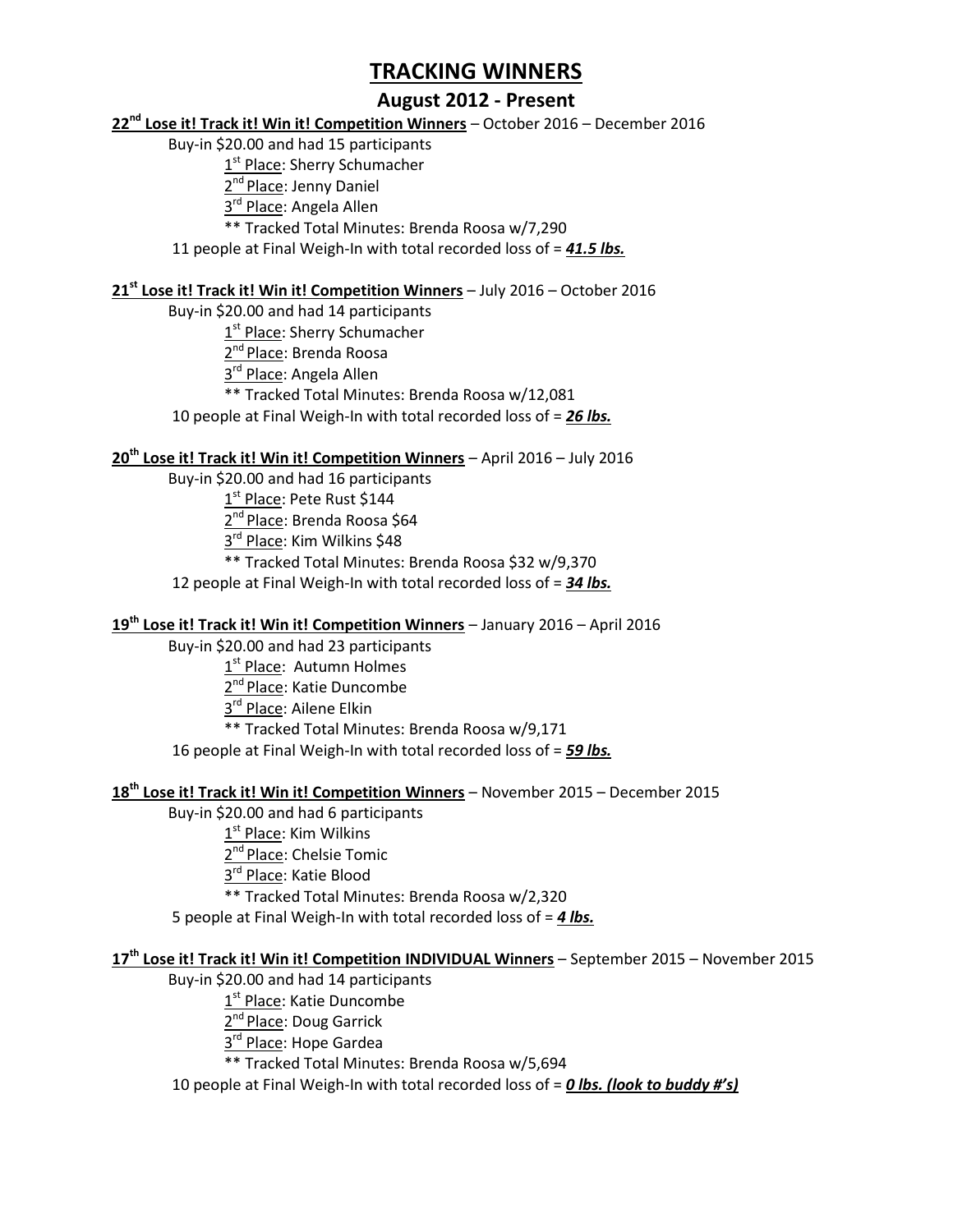# TRACKING WINNERS

## August 2012 - Present

**22nd Lose it! Track it! Win it! Competition Winners** – October 2016 – December 2016

Buy-in $20.00 and had 15 participants

1st Place: Sherry Schumacher
2nd Place: Jenny Daniel
3rd Place: Angela Allen
** Tracked Total Minutes: Brenda Roosa w/7,290

11 people at Final Weigh-In with total recorded loss of = ***41.5 lbs.***

**21st Lose it! Track it! Win it! Competition Winners** – July 2016 – October 2016

Buy-in $20.00 and had 14 participants

1st Place: Sherry Schumacher
2nd Place: Brenda Roosa
3rd Place: Angela Allen
** Tracked Total Minutes: Brenda Roosa w/12,081

10 people at Final Weigh-In with total recorded loss of = ***26 lbs.***

**20th Lose it! Track it! Win it! Competition Winners** – April 2016 – July 2016

Buy-in $20.00 and had 16 participants

1st Place: Pete Rust $144
2nd Place: Brenda Roosa $64
3rd Place: Kim Wilkins $48
** Tracked Total Minutes: Brenda Roosa $32 w/9,370

12 people at Final Weigh-In with total recorded loss of = ***34 lbs.***

**19th Lose it! Track it! Win it! Competition Winners** – January 2016 – April 2016

Buy-in $20.00 and had 23 participants

1st Place: Autumn Holmes
2nd Place: Katie Duncombe
3rd Place: Ailene Elkin
** Tracked Total Minutes: Brenda Roosa w/9,171

16 people at Final Weigh-In with total recorded loss of = ***59 lbs.***

**18th Lose it! Track it! Win it! Competition Winners** – November 2015 – December 2015

Buy-in $20.00 and had 6 participants

1st Place: Kim Wilkins
2nd Place: Chelsie Tomic
3rd Place: Katie Blood
** Tracked Total Minutes: Brenda Roosa w/2,320

5 people at Final Weigh-In with total recorded loss of = ***4 lbs.***

**17th Lose it! Track it! Win it! Competition INDIVIDUAL Winners** – September 2015 – November 2015

Buy-in $20.00 and had 14 participants

1st Place: Katie Duncombe
2nd Place: Doug Garrick
3rd Place: Hope Gardea
** Tracked Total Minutes: Brenda Roosa w/5,694

10 people at Final Weigh-In with total recorded loss of = ***0 lbs. (look to buddy #'s)***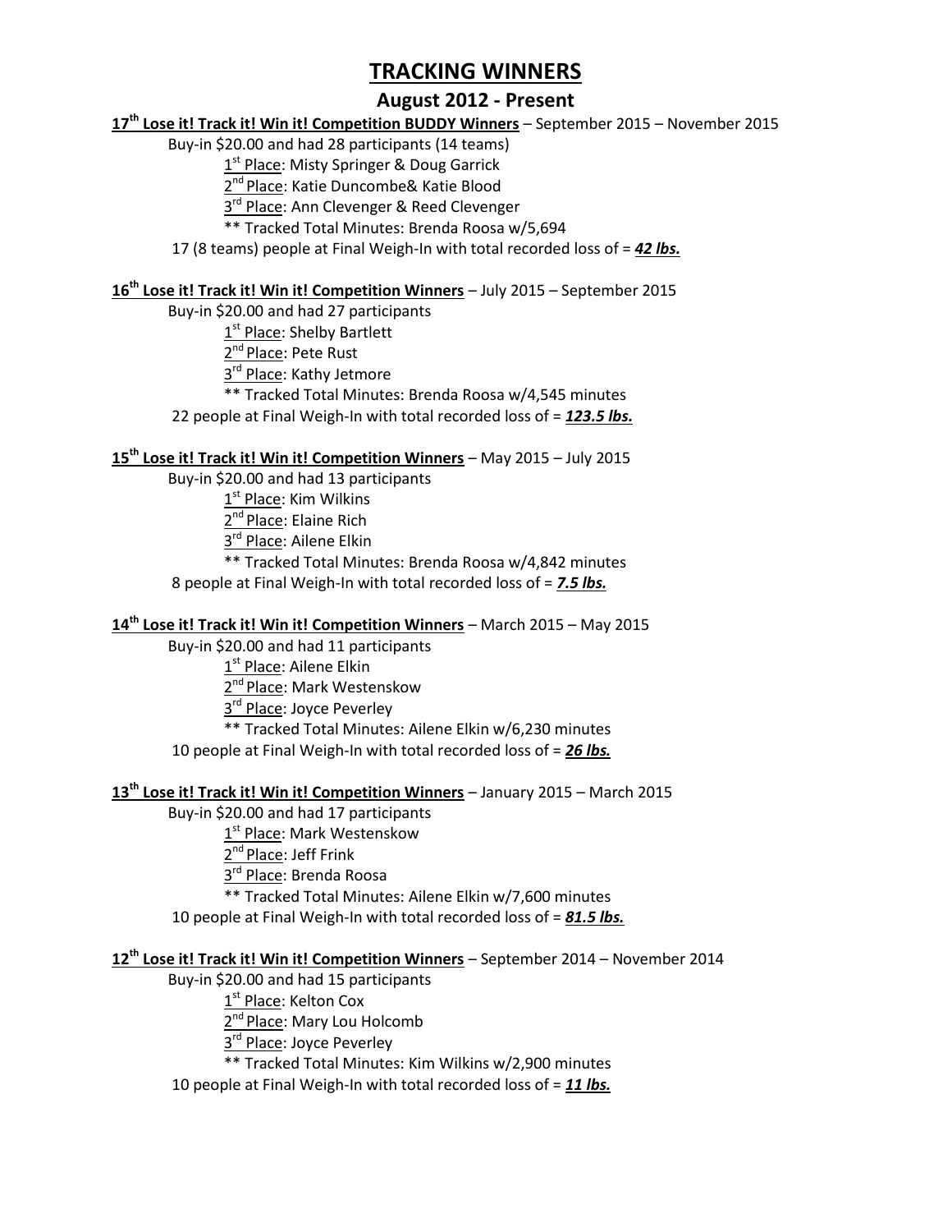# TRACKING WINNERS

## August 2012 - Present

**17th Lose it! Track it! Win it! Competition BUDDY Winners** – September 2015 – November 2015

Buy-in $20.00 and had 28 participants (14 teams)

1st Place: Misty Springer & Doug Garrick

2nd Place: Katie Duncombe& Katie Blood

3rd Place: Ann Clevenger & Reed Clevenger

** Tracked Total Minutes: Brenda Roosa w/5,694

17 (8 teams) people at Final Weigh-In with total recorded loss of = ***42 lbs.***

**16th Lose it! Track it! Win it! Competition Winners** – July 2015 – September 2015

Buy-in $20.00 and had 27 participants

1st Place: Shelby Bartlett

2nd Place: Pete Rust

3rd Place: Kathy Jetmore

** Tracked Total Minutes: Brenda Roosa w/4,545 minutes

22 people at Final Weigh-In with total recorded loss of = ***123.5 lbs.***

**15th Lose it! Track it! Win it! Competition Winners** – May 2015 – July 2015

Buy-in $20.00 and had 13 participants

1st Place: Kim Wilkins

2nd Place: Elaine Rich

3rd Place: Ailene Elkin

** Tracked Total Minutes: Brenda Roosa w/4,842 minutes

8 people at Final Weigh-In with total recorded loss of = ***7.5 lbs.***

**14th Lose it! Track it! Win it! Competition Winners** – March 2015 – May 2015

Buy-in $20.00 and had 11 participants

1st Place: Ailene Elkin

2nd Place: Mark Westenskow

3rd Place: Joyce Peverley

** Tracked Total Minutes: Ailene Elkin w/6,230 minutes

10 people at Final Weigh-In with total recorded loss of = ***26 lbs.***

**13th Lose it! Track it! Win it! Competition Winners** – January 2015 – March 2015

Buy-in $20.00 and had 17 participants

1st Place: Mark Westenskow

2nd Place: Jeff Frink

3rd Place: Brenda Roosa

** Tracked Total Minutes: Ailene Elkin w/7,600 minutes

10 people at Final Weigh-In with total recorded loss of = ***81.5 lbs.***

**12th Lose it! Track it! Win it! Competition Winners** – September 2014 – November 2014

Buy-in $20.00 and had 15 participants

1st Place: Kelton Cox

2nd Place: Mary Lou Holcomb

3rd Place: Joyce Peverley

** Tracked Total Minutes: Kim Wilkins w/2,900 minutes

10 people at Final Weigh-In with total recorded loss of = ***11 lbs.***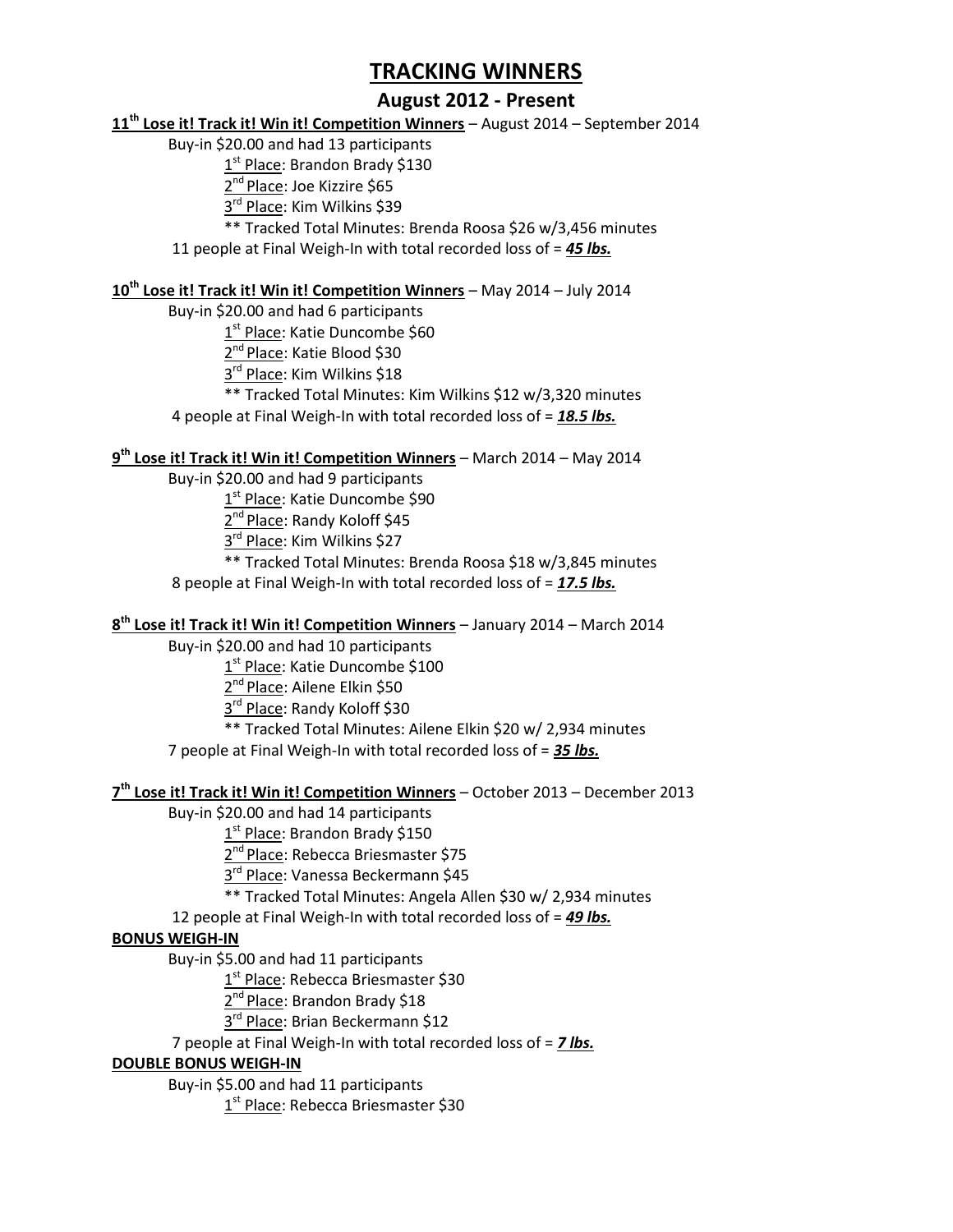# TRACKING WINNERS

## August 2012 - Present

**11th Lose it! Track it! Win it! Competition Winners** – August 2014 – September 2014

Buy-in $20.00 and had 13 participants

- 1st Place: Brandon Brady $130
- 2nd Place: Joe Kizzire $65
- 3rd Place: Kim Wilkins $39
- ** Tracked Total Minutes: Brenda Roosa $26 w/3,456 minutes

11 people at Final Weigh-In with total recorded loss of = ***45 lbs.***

**10th Lose it! Track it! Win it! Competition Winners** – May 2014 – July 2014

Buy-in $20.00 and had 6 participants

- 1st Place: Katie Duncombe $60
- 2nd Place: Katie Blood $30
- 3rd Place: Kim Wilkins $18
- ** Tracked Total Minutes: Kim Wilkins $12 w/3,320 minutes

4 people at Final Weigh-In with total recorded loss of = ***18.5 lbs.***

**9th Lose it! Track it! Win it! Competition Winners** – March 2014 – May 2014

Buy-in $20.00 and had 9 participants

- 1st Place: Katie Duncombe $90
- 2nd Place: Randy Koloff $45
- 3rd Place: Kim Wilkins $27
- ** Tracked Total Minutes: Brenda Roosa $18 w/3,845 minutes

8 people at Final Weigh-In with total recorded loss of = ***17.5 lbs.***

**8th Lose it! Track it! Win it! Competition Winners** – January 2014 – March 2014

Buy-in $20.00 and had 10 participants

- 1st Place: Katie Duncombe $100
- 2nd Place: Ailene Elkin $50
- 3rd Place: Randy Koloff $30
- ** Tracked Total Minutes: Ailene Elkin $20 w/ 2,934 minutes

7 people at Final Weigh-In with total recorded loss of = ***35 lbs.***

**7th Lose it! Track it! Win it! Competition Winners** – October 2013 – December 2013

Buy-in $20.00 and had 14 participants

- 1st Place: Brandon Brady $150
- 2nd Place: Rebecca Briesmaster $75
- 3rd Place: Vanessa Beckermann $45
- ** Tracked Total Minutes: Angela Allen $30 w/ 2,934 minutes

12 people at Final Weigh-In with total recorded loss of = ***49 lbs.***

**BONUS WEIGH-IN**

Buy-in $5.00 and had 11 participants

- 1st Place: Rebecca Briesmaster $30
- 2nd Place: Brandon Brady $18
- 3rd Place: Brian Beckermann $12

7 people at Final Weigh-In with total recorded loss of = ***7 lbs.***

**DOUBLE BONUS WEIGH-IN**

Buy-in $5.00 and had 11 participants

- 1st Place: Rebecca Briesmaster $30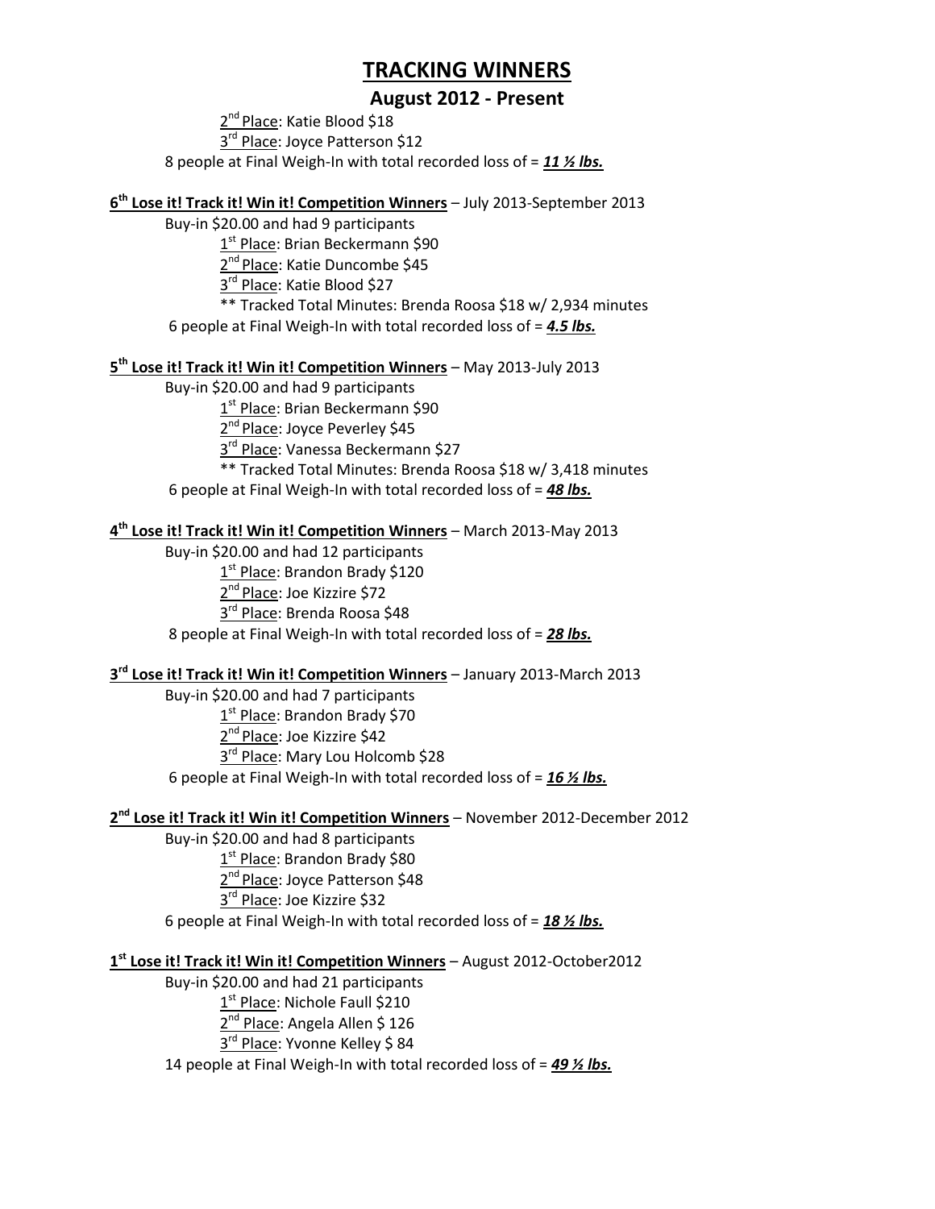# TRACKING WINNERS

## August 2012 - Present

2nd Place: Katie Blood $18
3rd Place: Joyce Patterson $12
8 people at Final Weigh-In with total recorded loss of = ***11 ½ lbs.***

**6th Lose it! Track it! Win it! Competition Winners** – July 2013-September 2013

Buy-in $20.00 and had 9 participants

1st Place: Brian Beckermann $90
2nd Place: Katie Duncombe $45
3rd Place: Katie Blood $27
** Tracked Total Minutes: Brenda Roosa $18 w/ 2,934 minutes

6 people at Final Weigh-In with total recorded loss of = ***4.5 lbs.***

**5th Lose it! Track it! Win it! Competition Winners** – May 2013-July 2013

Buy-in $20.00 and had 9 participants

1st Place: Brian Beckermann $90
2nd Place: Joyce Peverley $45
3rd Place: Vanessa Beckermann $27
** Tracked Total Minutes: Brenda Roosa $18 w/ 3,418 minutes

6 people at Final Weigh-In with total recorded loss of = ***48 lbs.***

**4th Lose it! Track it! Win it! Competition Winners** – March 2013-May 2013

Buy-in $20.00 and had 12 participants

1st Place: Brandon Brady $120
2nd Place: Joe Kizzire $72
3rd Place: Brenda Roosa $48

8 people at Final Weigh-In with total recorded loss of = ***28 lbs.***

**3rd Lose it! Track it! Win it! Competition Winners** – January 2013-March 2013

Buy-in $20.00 and had 7 participants

1st Place: Brandon Brady $70
2nd Place: Joe Kizzire $42
3rd Place: Mary Lou Holcomb $28

6 people at Final Weigh-In with total recorded loss of = ***16 ½ lbs.***

**2nd Lose it! Track it! Win it! Competition Winners** – November 2012-December 2012

Buy-in $20.00 and had 8 participants

1st Place: Brandon Brady $80
2nd Place: Joyce Patterson $48
3rd Place: Joe Kizzire $32

6 people at Final Weigh-In with total recorded loss of = ***18 ½ lbs.***

**1st Lose it! Track it! Win it! Competition Winners** – August 2012-October2012

Buy-in $20.00 and had 21 participants

1st Place: Nichole Faull $210
2nd Place: Angela Allen $ 126
3rd Place: Yvonne Kelley $ 84

14 people at Final Weigh-In with total recorded loss of = ***49 ½ lbs.***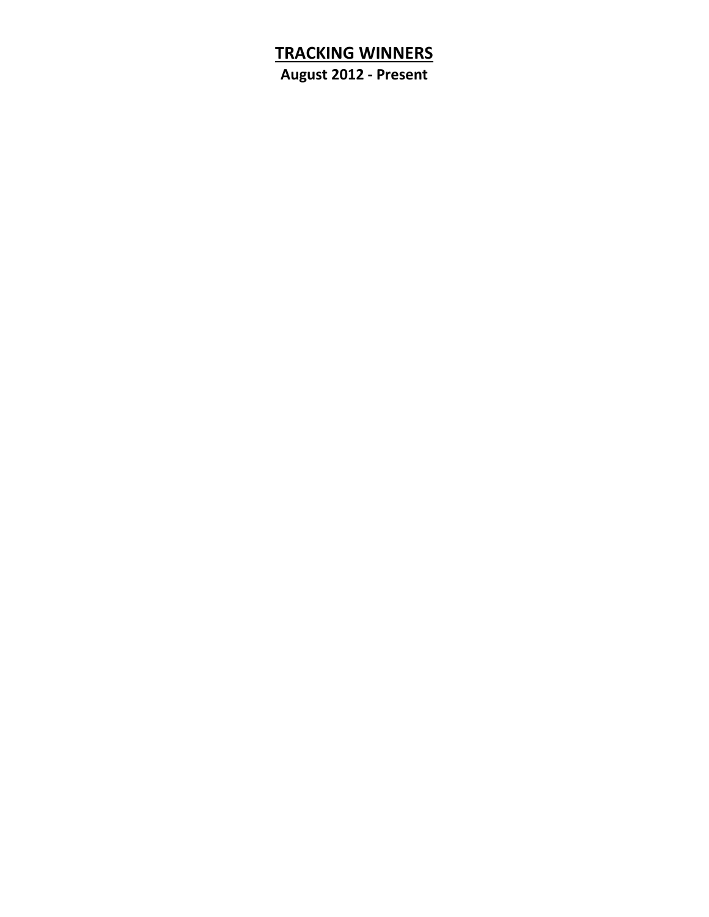# TRACKING WINNERS

**August 2012 - Present**